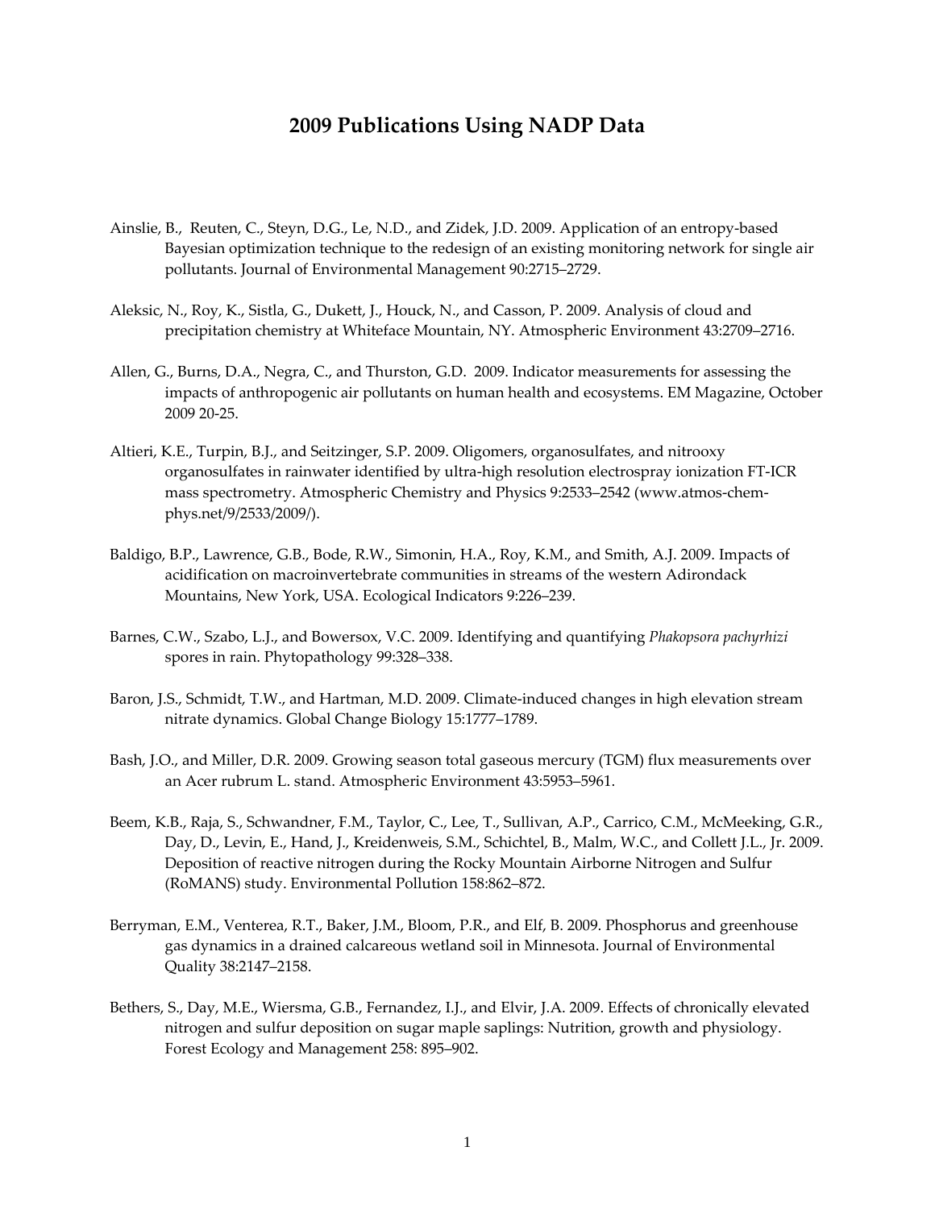# 2009 Publications Using NADP Data

Ainslie, B., Reuten, C., Steyn, D.G., Le, N.D., and Zidek, J.D. 2009. Application of an entropy-based Bayesian optimization technique to the redesign of an existing monitoring network for single air pollutants. Journal of Environmental Management 90:2715–2729.

Aleksic, N., Roy, K., Sistla, G., Dukett, J., Houck, N., and Casson, P. 2009. Analysis of cloud and precipitation chemistry at Whiteface Mountain, NY. Atmospheric Environment 43:2709–2716.

Allen, G., Burns, D.A., Negra, C., and Thurston, G.D. 2009. Indicator measurements for assessing the impacts of anthropogenic air pollutants on human health and ecosystems. EM Magazine, October 2009 20-25.

Altieri, K.E., Turpin, B.J., and Seitzinger, S.P. 2009. Oligomers, organosulfates, and nitrooxy organosulfates in rainwater identified by ultra-high resolution electrospray ionization FT-ICR mass spectrometry. Atmospheric Chemistry and Physics 9:2533–2542 (www.atmos-chem-phys.net/9/2533/2009/).

Baldigo, B.P., Lawrence, G.B., Bode, R.W., Simonin, H.A., Roy, K.M., and Smith, A.J. 2009. Impacts of acidification on macroinvertebrate communities in streams of the western Adirondack Mountains, New York, USA. Ecological Indicators 9:226–239.

Barnes, C.W., Szabo, L.J., and Bowersox, V.C. 2009. Identifying and quantifying *Phakopsora pachyrhizi* spores in rain. Phytopathology 99:328–338.

Baron, J.S., Schmidt, T.W., and Hartman, M.D. 2009. Climate-induced changes in high elevation stream nitrate dynamics. Global Change Biology 15:1777–1789.

Bash, J.O., and Miller, D.R. 2009. Growing season total gaseous mercury (TGM) flux measurements over an Acer rubrum L. stand. Atmospheric Environment 43:5953–5961.

Beem, K.B., Raja, S., Schwandner, F.M., Taylor, C., Lee, T., Sullivan, A.P., Carrico, C.M., McMeeking, G.R., Day, D., Levin, E., Hand, J., Kreidenweis, S.M., Schichtel, B., Malm, W.C., and Collett J.L., Jr. 2009. Deposition of reactive nitrogen during the Rocky Mountain Airborne Nitrogen and Sulfur (RoMANS) study. Environmental Pollution 158:862–872.

Berryman, E.M., Venterea, R.T., Baker, J.M., Bloom, P.R., and Elf, B. 2009. Phosphorus and greenhouse gas dynamics in a drained calcareous wetland soil in Minnesota. Journal of Environmental Quality 38:2147–2158.

Bethers, S., Day, M.E., Wiersma, G.B., Fernandez, I.J., and Elvir, J.A. 2009. Effects of chronically elevated nitrogen and sulfur deposition on sugar maple saplings: Nutrition, growth and physiology. Forest Ecology and Management 258: 895–902.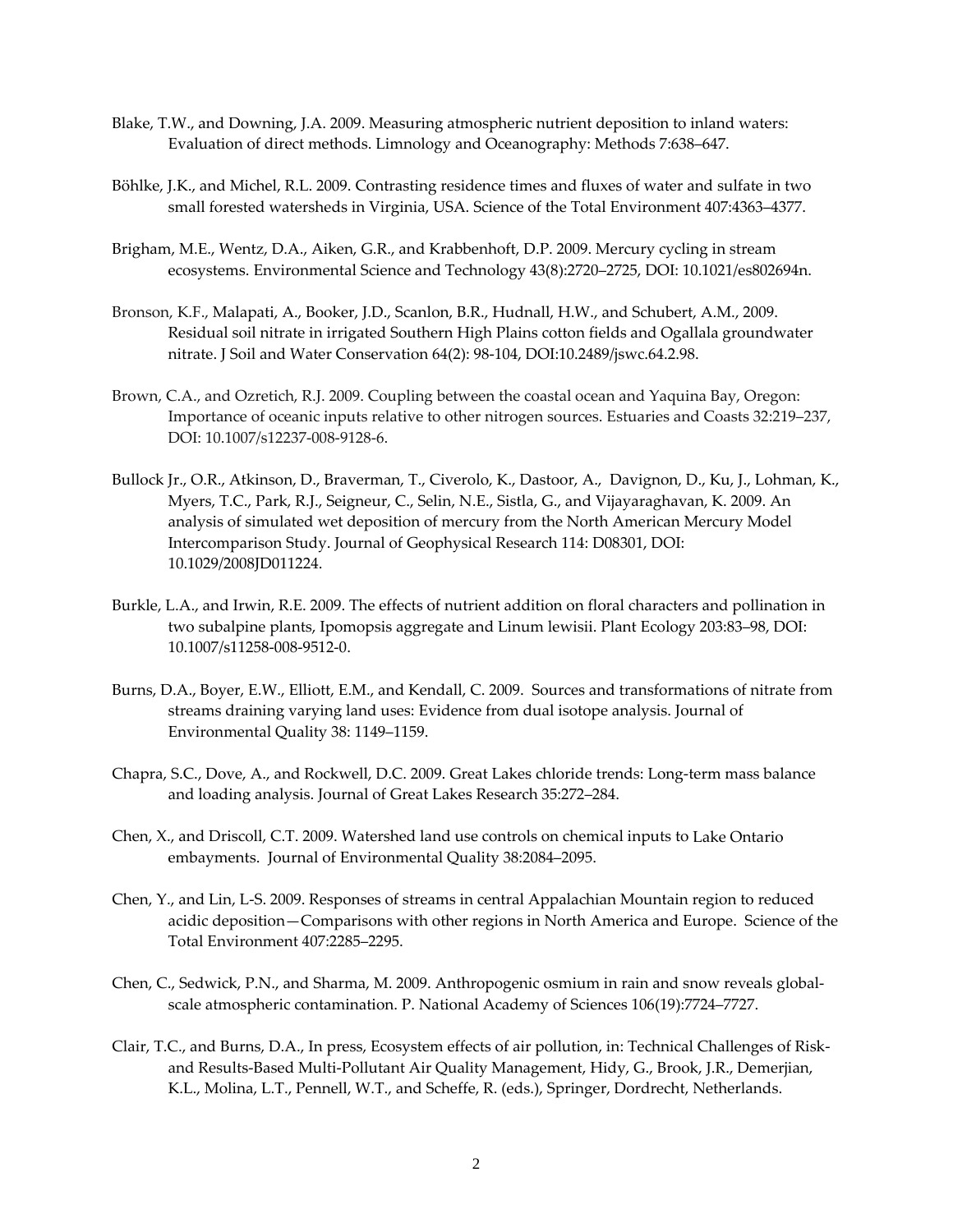Blake, T.W., and Downing, J.A. 2009. Measuring atmospheric nutrient deposition to inland waters: Evaluation of direct methods. Limnology and Oceanography: Methods 7:638–647.

Böhlke, J.K., and Michel, R.L. 2009. Contrasting residence times and fluxes of water and sulfate in two small forested watersheds in Virginia, USA. Science of the Total Environment 407:4363–4377.

Brigham, M.E., Wentz, D.A., Aiken, G.R., and Krabbenhoft, D.P. 2009. Mercury cycling in stream ecosystems. Environmental Science and Technology 43(8):2720–2725, DOI: 10.1021/es802694n.

Bronson, K.F., Malapati, A., Booker, J.D., Scanlon, B.R., Hudnall, H.W., and Schubert, A.M., 2009. Residual soil nitrate in irrigated Southern High Plains cotton fields and Ogallala groundwater nitrate. J Soil and Water Conservation 64(2): 98-104, DOI:10.2489/jswc.64.2.98.

Brown, C.A., and Ozretich, R.J. 2009. Coupling between the coastal ocean and Yaquina Bay, Oregon: Importance of oceanic inputs relative to other nitrogen sources. Estuaries and Coasts 32:219–237, DOI: 10.1007/s12237-008-9128-6.

Bullock Jr., O.R., Atkinson, D., Braverman, T., Civerolo, K., Dastoor, A., Davignon, D., Ku, J., Lohman, K., Myers, T.C., Park, R.J., Seigneur, C., Selin, N.E., Sistla, G., and Vijayaraghavan, K. 2009. An analysis of simulated wet deposition of mercury from the North American Mercury Model Intercomparison Study. Journal of Geophysical Research 114: D08301, DOI: 10.1029/2008JD011224.

Burkle, L.A., and Irwin, R.E. 2009. The effects of nutrient addition on floral characters and pollination in two subalpine plants, Ipomopsis aggregate and Linum lewisii. Plant Ecology 203:83–98, DOI: 10.1007/s11258-008-9512-0.

Burns, D.A., Boyer, E.W., Elliott, E.M., and Kendall, C. 2009. Sources and transformations of nitrate from streams draining varying land uses: Evidence from dual isotope analysis. Journal of Environmental Quality 38: 1149–1159.

Chapra, S.C., Dove, A., and Rockwell, D.C. 2009. Great Lakes chloride trends: Long-term mass balance and loading analysis. Journal of Great Lakes Research 35:272–284.

Chen, X., and Driscoll, C.T. 2009. Watershed land use controls on chemical inputs to Lake Ontario embayments. Journal of Environmental Quality 38:2084–2095.

Chen, Y., and Lin, L-S. 2009. Responses of streams in central Appalachian Mountain region to reduced acidic deposition—Comparisons with other regions in North America and Europe. Science of the Total Environment 407:2285–2295.

Chen, C., Sedwick, P.N., and Sharma, M. 2009. Anthropogenic osmium in rain and snow reveals global-scale atmospheric contamination. P. National Academy of Sciences 106(19):7724–7727.

Clair, T.C., and Burns, D.A., In press, Ecosystem effects of air pollution, in: Technical Challenges of Risk- and Results-Based Multi-Pollutant Air Quality Management, Hidy, G., Brook, J.R., Demerjian, K.L., Molina, L.T., Pennell, W.T., and Scheffe, R. (eds.), Springer, Dordrecht, Netherlands.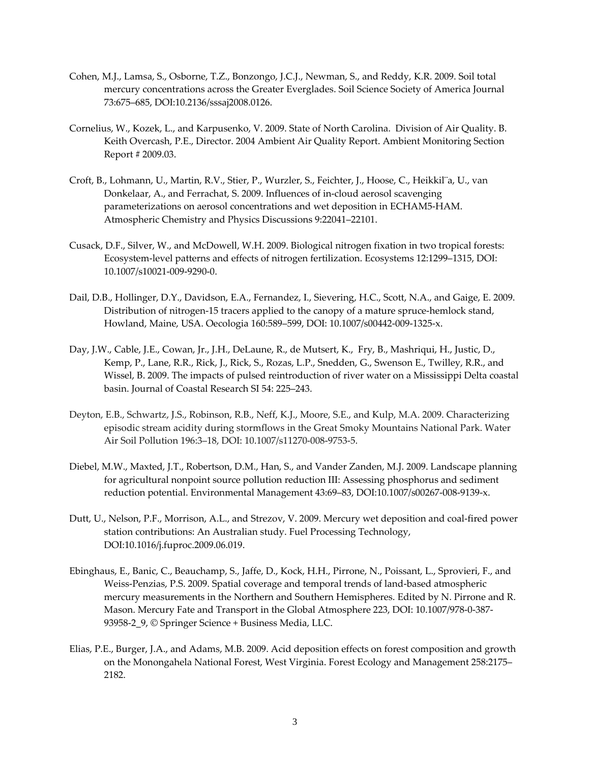Cohen, M.J., Lamsa, S., Osborne, T.Z., Bonzongo, J.C.J., Newman, S., and Reddy, K.R. 2009. Soil total mercury concentrations across the Greater Everglades. Soil Science Society of America Journal 73:675–685, DOI:10.2136/sssaj2008.0126.

Cornelius, W., Kozek, L., and Karpusenko, V. 2009. State of North Carolina. Division of Air Quality. B. Keith Overcash, P.E., Director. 2004 Ambient Air Quality Report. Ambient Monitoring Section Report # 2009.03.

Croft, B., Lohmann, U., Martin, R.V., Stier, P., Wurzler, S., Feichter, J., Hoose, C., Heikkil¨a, U., van Donkelaar, A., and Ferrachat, S. 2009. Influences of in-cloud aerosol scavenging parameterizations on aerosol concentrations and wet deposition in ECHAM5-HAM. Atmospheric Chemistry and Physics Discussions 9:22041–22101.

Cusack, D.F., Silver, W., and McDowell, W.H. 2009. Biological nitrogen fixation in two tropical forests: Ecosystem-level patterns and effects of nitrogen fertilization. Ecosystems 12:1299–1315, DOI: 10.1007/s10021-009-9290-0.

Dail, D.B., Hollinger, D.Y., Davidson, E.A., Fernandez, I., Sievering, H.C., Scott, N.A., and Gaige, E. 2009. Distribution of nitrogen-15 tracers applied to the canopy of a mature spruce-hemlock stand, Howland, Maine, USA. Oecologia 160:589–599, DOI: 10.1007/s00442-009-1325-x.

Day, J.W., Cable, J.E., Cowan, Jr., J.H., DeLaune, R., de Mutsert, K., Fry, B., Mashriqui, H., Justic, D., Kemp, P., Lane, R.R., Rick, J., Rick, S., Rozas, L.P., Snedden, G., Swenson E., Twilley, R.R., and Wissel, B. 2009. The impacts of pulsed reintroduction of river water on a Mississippi Delta coastal basin. Journal of Coastal Research SI 54: 225–243.

Deyton, E.B., Schwartz, J.S., Robinson, R.B., Neff, K.J., Moore, S.E., and Kulp, M.A. 2009. Characterizing episodic stream acidity during stormflows in the Great Smoky Mountains National Park. Water Air Soil Pollution 196:3–18, DOI: 10.1007/s11270-008-9753-5.

Diebel, M.W., Maxted, J.T., Robertson, D.M., Han, S., and Vander Zanden, M.J. 2009. Landscape planning for agricultural nonpoint source pollution reduction III: Assessing phosphorus and sediment reduction potential. Environmental Management 43:69–83, DOI:10.1007/s00267-008-9139-x.

Dutt, U., Nelson, P.F., Morrison, A.L., and Strezov, V. 2009. Mercury wet deposition and coal-fired power station contributions: An Australian study. Fuel Processing Technology, DOI:10.1016/j.fuproc.2009.06.019.

Ebinghaus, E., Banic, C., Beauchamp, S., Jaffe, D., Kock, H.H., Pirrone, N., Poissant, L., Sprovieri, F., and Weiss-Penzias, P.S. 2009. Spatial coverage and temporal trends of land-based atmospheric mercury measurements in the Northern and Southern Hemispheres. Edited by N. Pirrone and R. Mason. Mercury Fate and Transport in the Global Atmosphere 223, DOI: 10.1007/978-0-387-93958-2_9, © Springer Science + Business Media, LLC.

Elias, P.E., Burger, J.A., and Adams, M.B. 2009. Acid deposition effects on forest composition and growth on the Monongahela National Forest, West Virginia. Forest Ecology and Management 258:2175–2182.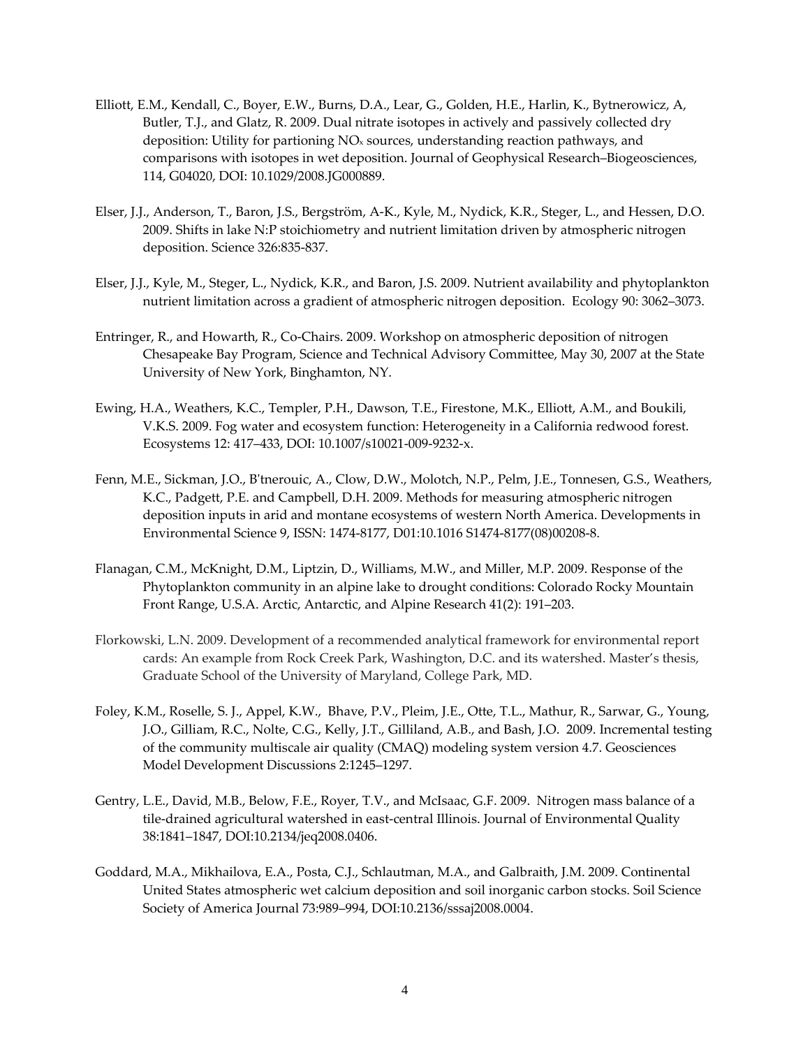Elliott, E.M., Kendall, C., Boyer, E.W., Burns, D.A., Lear, G., Golden, H.E., Harlin, K., Bytnerowicz, A, Butler, T.J., and Glatz, R. 2009. Dual nitrate isotopes in actively and passively collected dry deposition: Utility for partioning $NO_x$ sources, understanding reaction pathways, and comparisons with isotopes in wet deposition. Journal of Geophysical Research–Biogeosciences, 114, G04020, DOI: 10.1029/2008.JG000889.

Elser, J.J., Anderson, T., Baron, J.S., Bergström, A-K., Kyle, M., Nydick, K.R., Steger, L., and Hessen, D.O. 2009. Shifts in lake N:P stoichiometry and nutrient limitation driven by atmospheric nitrogen deposition. Science 326:835-837.

Elser, J.J., Kyle, M., Steger, L., Nydick, K.R., and Baron, J.S. 2009. Nutrient availability and phytoplankton nutrient limitation across a gradient of atmospheric nitrogen deposition. Ecology 90: 3062–3073.

Entringer, R., and Howarth, R., Co-Chairs. 2009. Workshop on atmospheric deposition of nitrogen Chesapeake Bay Program, Science and Technical Advisory Committee, May 30, 2007 at the State University of New York, Binghamton, NY.

Ewing, H.A., Weathers, K.C., Templer, P.H., Dawson, T.E., Firestone, M.K., Elliott, A.M., and Boukili, V.K.S. 2009. Fog water and ecosystem function: Heterogeneity in a California redwood forest. Ecosystems 12: 417–433, DOI: 10.1007/s10021-009-9232-x.

Fenn, M.E., Sickman, J.O., B'tnerouic, A., Clow, D.W., Molotch, N.P., Pelm, J.E., Tonnesen, G.S., Weathers, K.C., Padgett, P.E. and Campbell, D.H. 2009. Methods for measuring atmospheric nitrogen deposition inputs in arid and montane ecosystems of western North America. Developments in Environmental Science 9, ISSN: 1474-8177, D01:10.1016 S1474-8177(08)00208-8.

Flanagan, C.M., McKnight, D.M., Liptzin, D., Williams, M.W., and Miller, M.P. 2009. Response of the Phytoplankton community in an alpine lake to drought conditions: Colorado Rocky Mountain Front Range, U.S.A. Arctic, Antarctic, and Alpine Research 41(2): 191–203.

Florkowski, L.N. 2009. Development of a recommended analytical framework for environmental report cards: An example from Rock Creek Park, Washington, D.C. and its watershed. Master's thesis, Graduate School of the University of Maryland, College Park, MD.

Foley, K.M., Roselle, S. J., Appel, K.W., Bhave, P.V., Pleim, J.E., Otte, T.L., Mathur, R., Sarwar, G., Young, J.O., Gilliam, R.C., Nolte, C.G., Kelly, J.T., Gilliland, A.B., and Bash, J.O. 2009. Incremental testing of the community multiscale air quality (CMAQ) modeling system version 4.7. Geosciences Model Development Discussions 2:1245–1297.

Gentry, L.E., David, M.B., Below, F.E., Royer, T.V., and McIsaac, G.F. 2009. Nitrogen mass balance of a tile-drained agricultural watershed in east-central Illinois. Journal of Environmental Quality 38:1841–1847, DOI:10.2134/jeq2008.0406.

Goddard, M.A., Mikhailova, E.A., Posta, C.J., Schlautman, M.A., and Galbraith, J.M. 2009. Continental United States atmospheric wet calcium deposition and soil inorganic carbon stocks. Soil Science Society of America Journal 73:989–994, DOI:10.2136/sssaj2008.0004.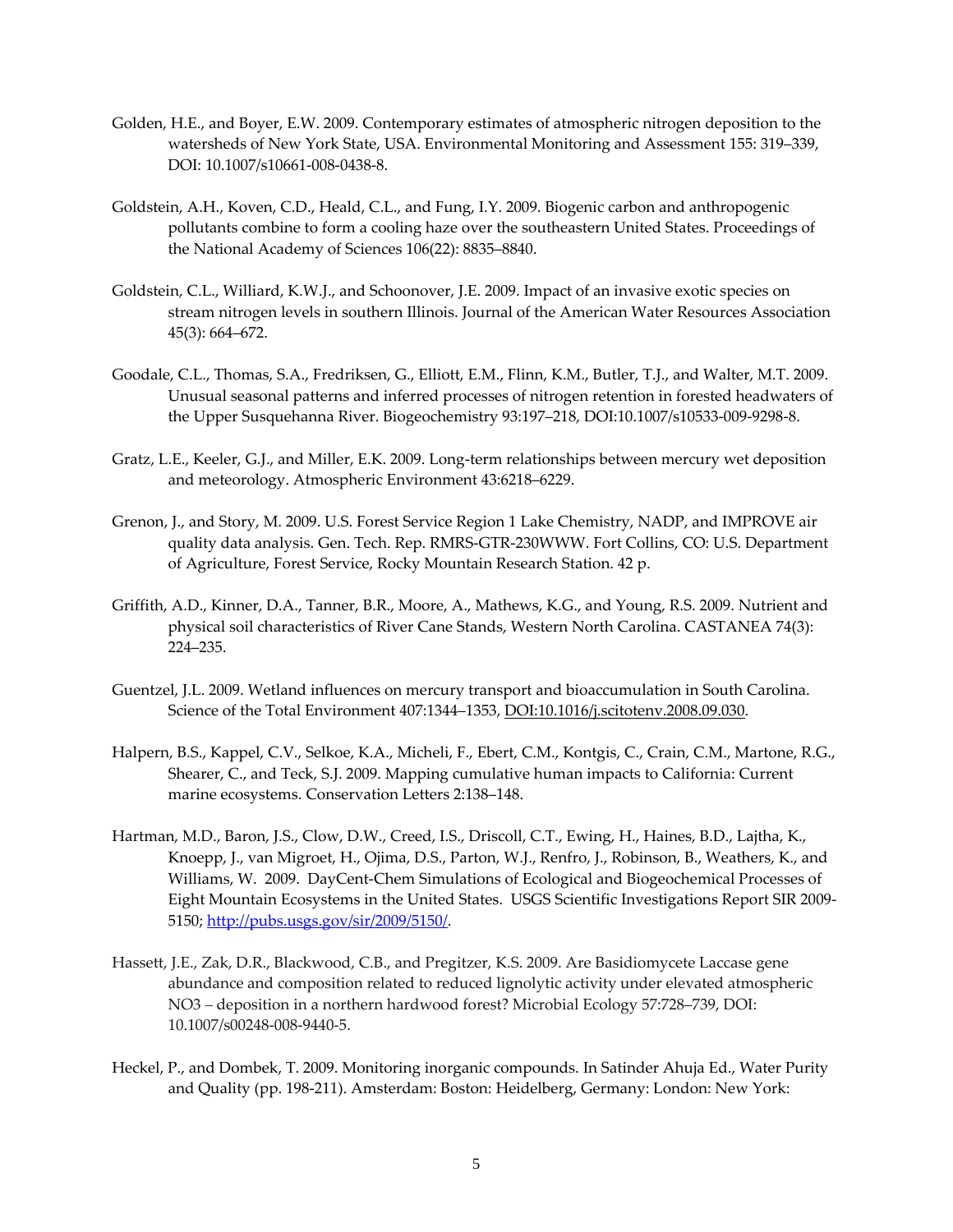Golden, H.E., and Boyer, E.W. 2009. Contemporary estimates of atmospheric nitrogen deposition to the watersheds of New York State, USA. Environmental Monitoring and Assessment 155: 319–339, DOI: 10.1007/s10661-008-0438-8.

Goldstein, A.H., Koven, C.D., Heald, C.L., and Fung, I.Y. 2009. Biogenic carbon and anthropogenic pollutants combine to form a cooling haze over the southeastern United States. Proceedings of the National Academy of Sciences 106(22): 8835–8840.

Goldstein, C.L., Williard, K.W.J., and Schoonover, J.E. 2009. Impact of an invasive exotic species on stream nitrogen levels in southern Illinois. Journal of the American Water Resources Association 45(3): 664–672.

Goodale, C.L., Thomas, S.A., Fredriksen, G., Elliott, E.M., Flinn, K.M., Butler, T.J., and Walter, M.T. 2009. Unusual seasonal patterns and inferred processes of nitrogen retention in forested headwaters of the Upper Susquehanna River. Biogeochemistry 93:197–218, DOI:10.1007/s10533-009-9298-8.

Gratz, L.E., Keeler, G.J., and Miller, E.K. 2009. Long-term relationships between mercury wet deposition and meteorology. Atmospheric Environment 43:6218–6229.

Grenon, J., and Story, M. 2009. U.S. Forest Service Region 1 Lake Chemistry, NADP, and IMPROVE air quality data analysis. Gen. Tech. Rep. RMRS-GTR-230WWW. Fort Collins, CO: U.S. Department of Agriculture, Forest Service, Rocky Mountain Research Station. 42 p.

Griffith, A.D., Kinner, D.A., Tanner, B.R., Moore, A., Mathews, K.G., and Young, R.S. 2009. Nutrient and physical soil characteristics of River Cane Stands, Western North Carolina. CASTANEA 74(3): 224–235.

Guentzel, J.L. 2009. Wetland influences on mercury transport and bioaccumulation in South Carolina. Science of the Total Environment 407:1344–1353, DOI:10.1016/j.scitotenv.2008.09.030.

Halpern, B.S., Kappel, C.V., Selkoe, K.A., Micheli, F., Ebert, C.M., Kontgis, C., Crain, C.M., Martone, R.G., Shearer, C., and Teck, S.J. 2009. Mapping cumulative human impacts to California: Current marine ecosystems. Conservation Letters 2:138–148.

Hartman, M.D., Baron, J.S., Clow, D.W., Creed, I.S., Driscoll, C.T., Ewing, H., Haines, B.D., Lajtha, K., Knoepp, J., van Migroet, H., Ojima, D.S., Parton, W.J., Renfro, J., Robinson, B., Weathers, K., and Williams, W. 2009. DayCent-Chem Simulations of Ecological and Biogeochemical Processes of Eight Mountain Ecosystems in the United States. USGS Scientific Investigations Report SIR 2009-5150; http://pubs.usgs.gov/sir/2009/5150/.

Hassett, J.E., Zak, D.R., Blackwood, C.B., and Pregitzer, K.S. 2009. Are Basidiomycete Laccase gene abundance and composition related to reduced lignolytic activity under elevated atmospheric NO3 – deposition in a northern hardwood forest? Microbial Ecology 57:728–739, DOI: 10.1007/s00248-008-9440-5.

Heckel, P., and Dombek, T. 2009. Monitoring inorganic compounds. In Satinder Ahuja Ed., Water Purity and Quality (pp. 198-211). Amsterdam: Boston: Heidelberg, Germany: London: New York: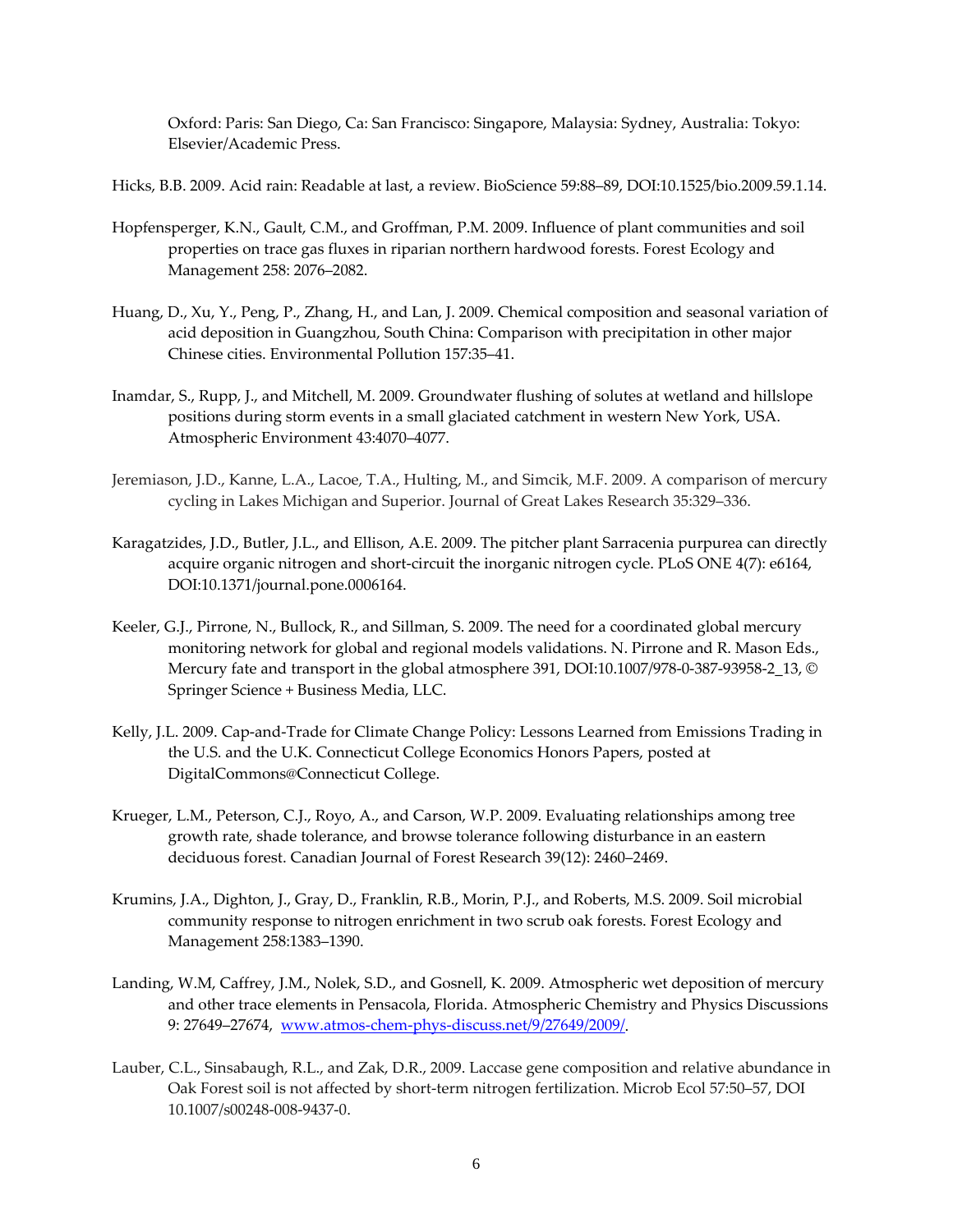Oxford: Paris: San Diego, Ca: San Francisco: Singapore, Malaysia: Sydney, Australia: Tokyo: Elsevier/Academic Press.

Hicks, B.B. 2009. Acid rain: Readable at last, a review. BioScience 59:88–89, DOI:10.1525/bio.2009.59.1.14.

Hopfensperger, K.N., Gault, C.M., and Groffman, P.M. 2009. Influence of plant communities and soil properties on trace gas fluxes in riparian northern hardwood forests. Forest Ecology and Management 258: 2076–2082.

Huang, D., Xu, Y., Peng, P., Zhang, H., and Lan, J. 2009. Chemical composition and seasonal variation of acid deposition in Guangzhou, South China: Comparison with precipitation in other major Chinese cities. Environmental Pollution 157:35–41.

Inamdar, S., Rupp, J., and Mitchell, M. 2009. Groundwater flushing of solutes at wetland and hillslope positions during storm events in a small glaciated catchment in western New York, USA. Atmospheric Environment 43:4070–4077.

Jeremiason, J.D., Kanne, L.A., Lacoe, T.A., Hulting, M., and Simcik, M.F. 2009. A comparison of mercury cycling in Lakes Michigan and Superior. Journal of Great Lakes Research 35:329–336.

Karagatzides, J.D., Butler, J.L., and Ellison, A.E. 2009. The pitcher plant Sarracenia purpurea can directly acquire organic nitrogen and short-circuit the inorganic nitrogen cycle. PLoS ONE 4(7): e6164, DOI:10.1371/journal.pone.0006164.

Keeler, G.J., Pirrone, N., Bullock, R., and Sillman, S. 2009. The need for a coordinated global mercury monitoring network for global and regional models validations. N. Pirrone and R. Mason Eds., Mercury fate and transport in the global atmosphere 391, DOI:10.1007/978-0-387-93958-2_13, © Springer Science + Business Media, LLC.

Kelly, J.L. 2009. Cap-and-Trade for Climate Change Policy: Lessons Learned from Emissions Trading in the U.S. and the U.K. Connecticut College Economics Honors Papers, posted at DigitalCommons@Connecticut College.

Krueger, L.M., Peterson, C.J., Royo, A., and Carson, W.P. 2009. Evaluating relationships among tree growth rate, shade tolerance, and browse tolerance following disturbance in an eastern deciduous forest. Canadian Journal of Forest Research 39(12): 2460–2469.

Krumins, J.A., Dighton, J., Gray, D., Franklin, R.B., Morin, P.J., and Roberts, M.S. 2009. Soil microbial community response to nitrogen enrichment in two scrub oak forests. Forest Ecology and Management 258:1383–1390.

Landing, W.M, Caffrey, J.M., Nolek, S.D., and Gosnell, K. 2009. Atmospheric wet deposition of mercury and other trace elements in Pensacola, Florida. Atmospheric Chemistry and Physics Discussions 9: 27649–27674, www.atmos-chem-phys-discuss.net/9/27649/2009/.

Lauber, C.L., Sinsabaugh, R.L., and Zak, D.R., 2009. Laccase gene composition and relative abundance in Oak Forest soil is not affected by short-term nitrogen fertilization. Microb Ecol 57:50–57, DOI 10.1007/s00248-008-9437-0.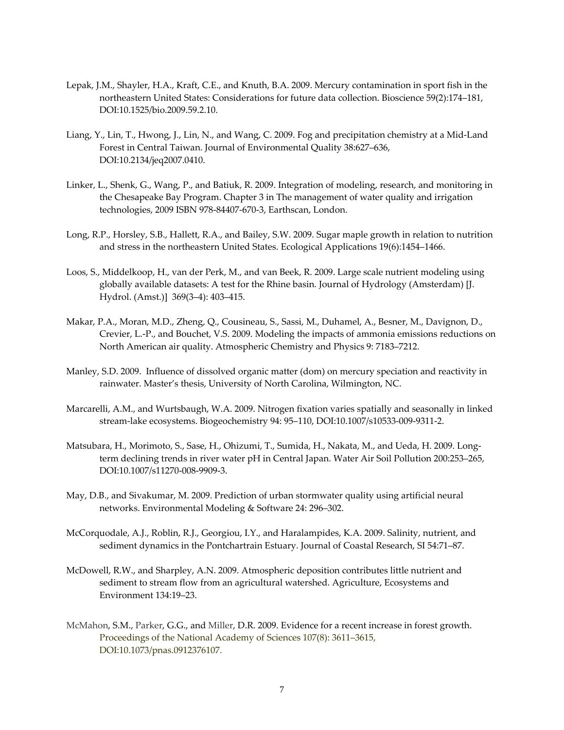Lepak, J.M., Shayler, H.A., Kraft, C.E., and Knuth, B.A. 2009. Mercury contamination in sport fish in the northeastern United States: Considerations for future data collection. Bioscience 59(2):174–181, DOI:10.1525/bio.2009.59.2.10.

Liang, Y., Lin, T., Hwong, J., Lin, N., and Wang, C. 2009. Fog and precipitation chemistry at a Mid-Land Forest in Central Taiwan. Journal of Environmental Quality 38:627–636, DOI:10.2134/jeq2007.0410.

Linker, L., Shenk, G., Wang, P., and Batiuk, R. 2009. Integration of modeling, research, and monitoring in the Chesapeake Bay Program. Chapter 3 in The management of water quality and irrigation technologies, 2009 ISBN 978-84407-670-3, Earthscan, London.

Long, R.P., Horsley, S.B., Hallett, R.A., and Bailey, S.W. 2009. Sugar maple growth in relation to nutrition and stress in the northeastern United States. Ecological Applications 19(6):1454–1466.

Loos, S., Middelkoop, H., van der Perk, M., and van Beek, R. 2009. Large scale nutrient modeling using globally available datasets: A test for the Rhine basin. Journal of Hydrology (Amsterdam) [J. Hydrol. (Amst.)] 369(3–4): 403–415.

Makar, P.A., Moran, M.D., Zheng, Q., Cousineau, S., Sassi, M., Duhamel, A., Besner, M., Davignon, D., Crevier, L.-P., and Bouchet, V.S. 2009. Modeling the impacts of ammonia emissions reductions on North American air quality. Atmospheric Chemistry and Physics 9: 7183–7212.

Manley, S.D. 2009. Influence of dissolved organic matter (dom) on mercury speciation and reactivity in rainwater. Master's thesis, University of North Carolina, Wilmington, NC.

Marcarelli, A.M., and Wurtsbaugh, W.A. 2009. Nitrogen fixation varies spatially and seasonally in linked stream-lake ecosystems. Biogeochemistry 94: 95–110, DOI:10.1007/s10533-009-9311-2.

Matsubara, H., Morimoto, S., Sase, H., Ohizumi, T., Sumida, H., Nakata, M., and Ueda, H. 2009. Long-term declining trends in river water pH in Central Japan. Water Air Soil Pollution 200:253–265, DOI:10.1007/s11270-008-9909-3.

May, D.B., and Sivakumar, M. 2009. Prediction of urban stormwater quality using artificial neural networks. Environmental Modeling & Software 24: 296–302.

McCorquodale, A.J., Roblin, R.J., Georgiou, I.Y., and Haralampides, K.A. 2009. Salinity, nutrient, and sediment dynamics in the Pontchartrain Estuary. Journal of Coastal Research, SI 54:71–87.

McDowell, R.W., and Sharpley, A.N. 2009. Atmospheric deposition contributes little nutrient and sediment to stream flow from an agricultural watershed. Agriculture, Ecosystems and Environment 134:19–23.

McMahon, S.M., Parker, G.G., and Miller, D.R. 2009. Evidence for a recent increase in forest growth. Proceedings of the National Academy of Sciences 107(8): 3611–3615, DOI:10.1073/pnas.0912376107.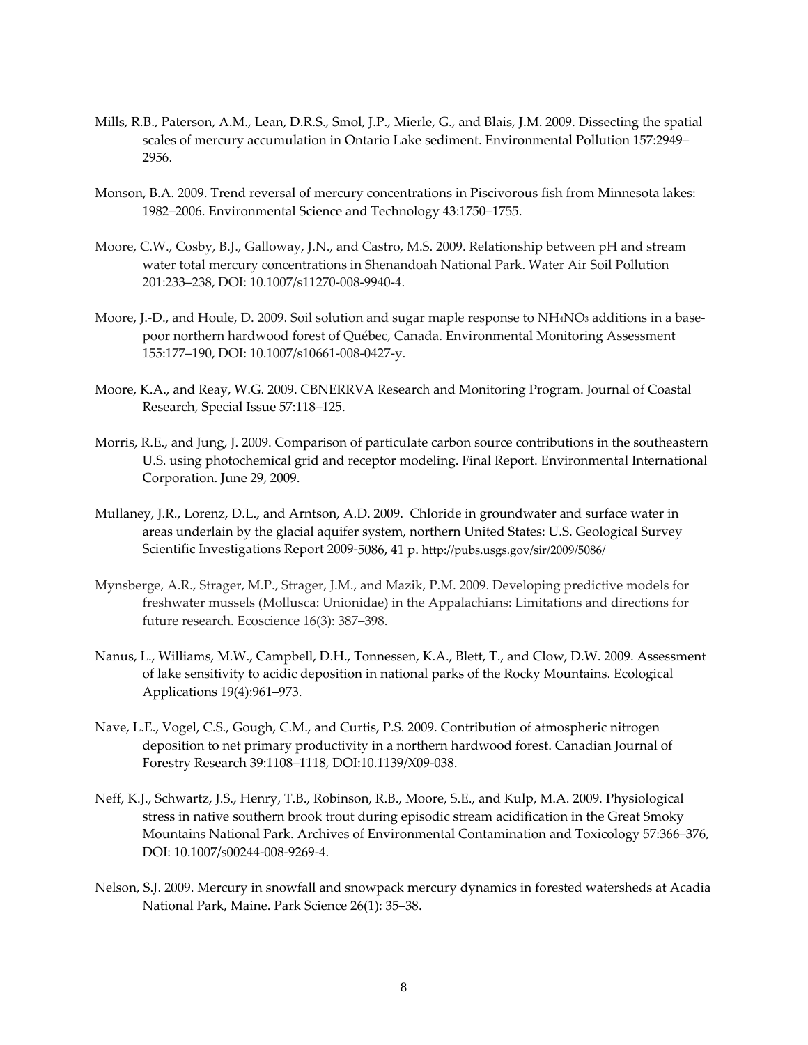Mills, R.B., Paterson, A.M., Lean, D.R.S., Smol, J.P., Mierle, G., and Blais, J.M. 2009. Dissecting the spatial scales of mercury accumulation in Ontario Lake sediment. Environmental Pollution 157:2949–2956.

Monson, B.A. 2009. Trend reversal of mercury concentrations in Piscivorous fish from Minnesota lakes: 1982–2006. Environmental Science and Technology 43:1750–1755.

Moore, C.W., Cosby, B.J., Galloway, J.N., and Castro, M.S. 2009. Relationship between pH and stream water total mercury concentrations in Shenandoah National Park. Water Air Soil Pollution 201:233–238, DOI: 10.1007/s11270-008-9940-4.

Moore, J.-D., and Houle, D. 2009. Soil solution and sugar maple response to $NH_4NO_3$ additions in a base-poor northern hardwood forest of Québec, Canada. Environmental Monitoring Assessment 155:177–190, DOI: 10.1007/s10661-008-0427-y.

Moore, K.A., and Reay, W.G. 2009. CBNERRVA Research and Monitoring Program. Journal of Coastal Research, Special Issue 57:118–125.

Morris, R.E., and Jung, J. 2009. Comparison of particulate carbon source contributions in the southeastern U.S. using photochemical grid and receptor modeling. Final Report. Environmental International Corporation. June 29, 2009.

Mullaney, J.R., Lorenz, D.L., and Arntson, A.D. 2009. Chloride in groundwater and surface water in areas underlain by the glacial aquifer system, northern United States: U.S. Geological Survey Scientific Investigations Report 2009-5086, 41 p. http://pubs.usgs.gov/sir/2009/5086/

Mynsberge, A.R., Strager, M.P., Strager, J.M., and Mazik, P.M. 2009. Developing predictive models for freshwater mussels (Mollusca: Unionidae) in the Appalachians: Limitations and directions for future research. Ecoscience 16(3): 387–398.

Nanus, L., Williams, M.W., Campbell, D.H., Tonnessen, K.A., Blett, T., and Clow, D.W. 2009. Assessment of lake sensitivity to acidic deposition in national parks of the Rocky Mountains. Ecological Applications 19(4):961–973.

Nave, L.E., Vogel, C.S., Gough, C.M., and Curtis, P.S. 2009. Contribution of atmospheric nitrogen deposition to net primary productivity in a northern hardwood forest. Canadian Journal of Forestry Research 39:1108–1118, DOI:10.1139/X09-038.

Neff, K.J., Schwartz, J.S., Henry, T.B., Robinson, R.B., Moore, S.E., and Kulp, M.A. 2009. Physiological stress in native southern brook trout during episodic stream acidification in the Great Smoky Mountains National Park. Archives of Environmental Contamination and Toxicology 57:366–376, DOI: 10.1007/s00244-008-9269-4.

Nelson, S.J. 2009. Mercury in snowfall and snowpack mercury dynamics in forested watersheds at Acadia National Park, Maine. Park Science 26(1): 35–38.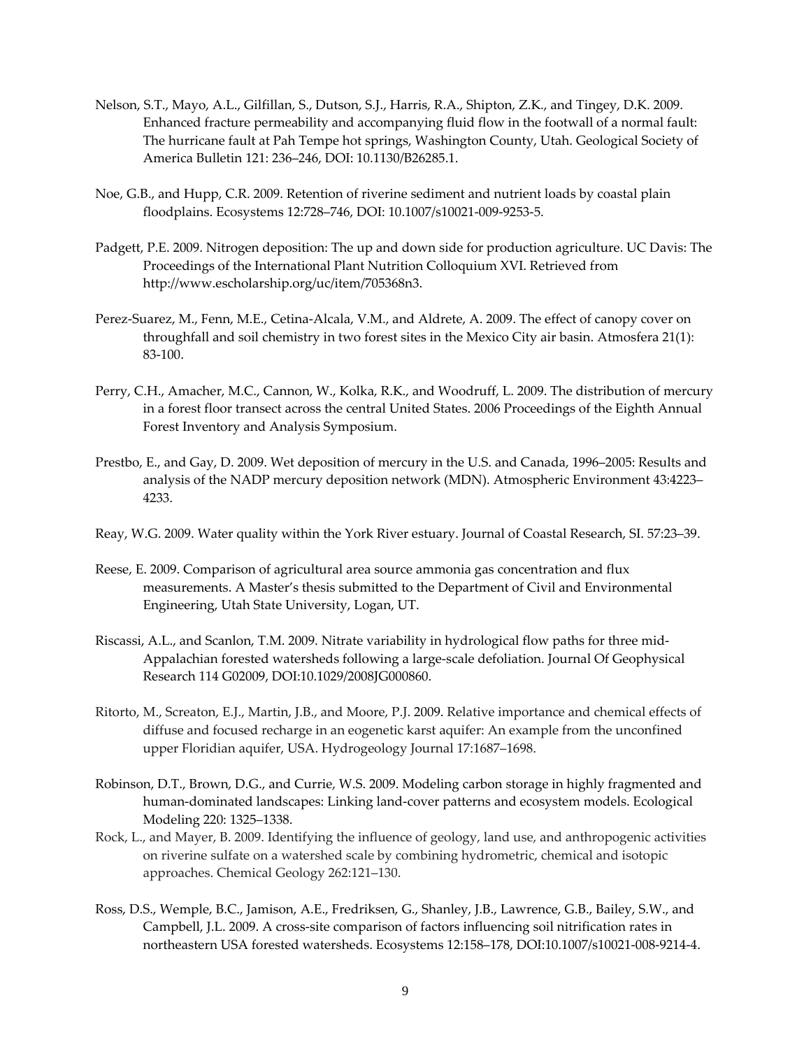Nelson, S.T., Mayo, A.L., Gilfillan, S., Dutson, S.J., Harris, R.A., Shipton, Z.K., and Tingey, D.K. 2009. Enhanced fracture permeability and accompanying fluid flow in the footwall of a normal fault: The hurricane fault at Pah Tempe hot springs, Washington County, Utah. Geological Society of America Bulletin 121: 236–246, DOI: 10.1130/B26285.1.

Noe, G.B., and Hupp, C.R. 2009. Retention of riverine sediment and nutrient loads by coastal plain floodplains. Ecosystems 12:728–746, DOI: 10.1007/s10021-009-9253-5.

Padgett, P.E. 2009. Nitrogen deposition: The up and down side for production agriculture. UC Davis: The Proceedings of the International Plant Nutrition Colloquium XVI. Retrieved from http://www.escholarship.org/uc/item/705368n3.

Perez-Suarez, M., Fenn, M.E., Cetina-Alcala, V.M., and Aldrete, A. 2009. The effect of canopy cover on throughfall and soil chemistry in two forest sites in the Mexico City air basin. Atmosfera 21(1): 83-100.

Perry, C.H., Amacher, M.C., Cannon, W., Kolka, R.K., and Woodruff, L. 2009. The distribution of mercury in a forest floor transect across the central United States. 2006 Proceedings of the Eighth Annual Forest Inventory and Analysis Symposium.

Prestbo, E., and Gay, D. 2009. Wet deposition of mercury in the U.S. and Canada, 1996–2005: Results and analysis of the NADP mercury deposition network (MDN). Atmospheric Environment 43:4223–4233.

Reay, W.G. 2009. Water quality within the York River estuary. Journal of Coastal Research, SI. 57:23–39.

Reese, E. 2009. Comparison of agricultural area source ammonia gas concentration and flux measurements. A Master's thesis submitted to the Department of Civil and Environmental Engineering, Utah State University, Logan, UT.

Riscassi, A.L., and Scanlon, T.M. 2009. Nitrate variability in hydrological flow paths for three mid-Appalachian forested watersheds following a large-scale defoliation. Journal Of Geophysical Research 114 G02009, DOI:10.1029/2008JG000860.

Ritorto, M., Screaton, E.J., Martin, J.B., and Moore, P.J. 2009. Relative importance and chemical effects of diffuse and focused recharge in an eogenetic karst aquifer: An example from the unconfined upper Floridian aquifer, USA. Hydrogeology Journal 17:1687–1698.

Robinson, D.T., Brown, D.G., and Currie, W.S. 2009. Modeling carbon storage in highly fragmented and human-dominated landscapes: Linking land-cover patterns and ecosystem models. Ecological Modeling 220: 1325–1338.

Rock, L., and Mayer, B. 2009. Identifying the influence of geology, land use, and anthropogenic activities on riverine sulfate on a watershed scale by combining hydrometric, chemical and isotopic approaches. Chemical Geology 262:121–130.

Ross, D.S., Wemple, B.C., Jamison, A.E., Fredriksen, G., Shanley, J.B., Lawrence, G.B., Bailey, S.W., and Campbell, J.L. 2009. A cross-site comparison of factors influencing soil nitrification rates in northeastern USA forested watersheds. Ecosystems 12:158–178, DOI:10.1007/s10021-008-9214-4.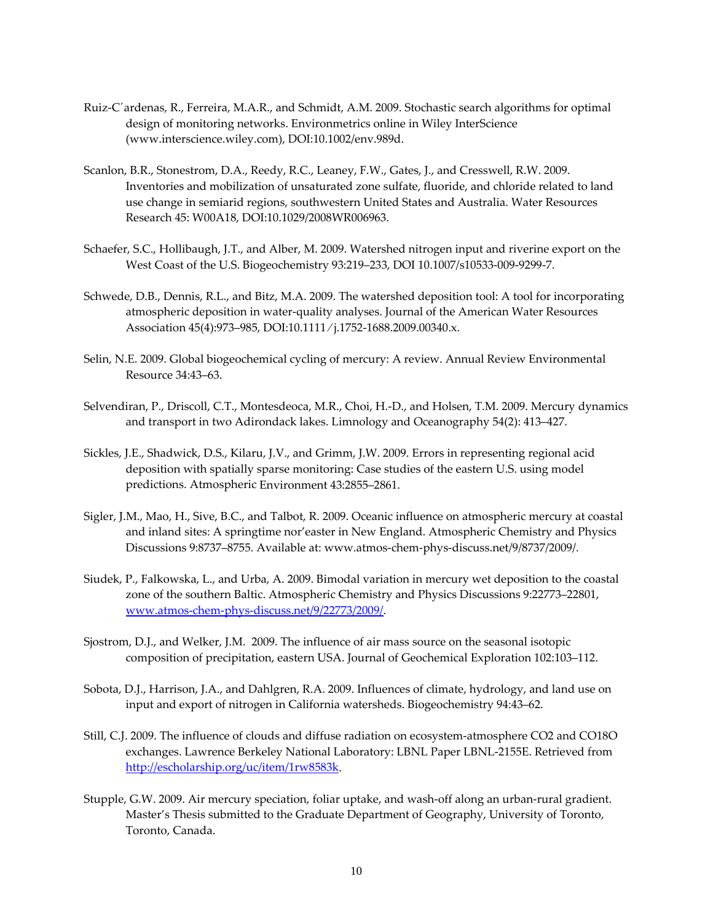Ruiz-C´ardenas, R., Ferreira, M.A.R., and Schmidt, A.M. 2009. Stochastic search algorithms for optimal design of monitoring networks. Environmetrics online in Wiley InterScience (www.interscience.wiley.com), DOI:10.1002/env.989d.

Scanlon, B.R., Stonestrom, D.A., Reedy, R.C., Leaney, F.W., Gates, J., and Cresswell, R.W. 2009. Inventories and mobilization of unsaturated zone sulfate, fluoride, and chloride related to land use change in semiarid regions, southwestern United States and Australia. Water Resources Research 45: W00A18, DOI:10.1029/2008WR006963.

Schaefer, S.C., Hollibaugh, J.T., and Alber, M. 2009. Watershed nitrogen input and riverine export on the West Coast of the U.S. Biogeochemistry 93:219–233, DOI 10.1007/s10533-009-9299-7.

Schwede, D.B., Dennis, R.L., and Bitz, M.A. 2009. The watershed deposition tool: A tool for incorporating atmospheric deposition in water-quality analyses. Journal of the American Water Resources Association 45(4):973–985, DOI:10.1111⁄j.1752-1688.2009.00340.x.

Selin, N.E. 2009. Global biogeochemical cycling of mercury: A review. Annual Review Environmental Resource 34:43–63.

Selvendiran, P., Driscoll, C.T., Montesdeoca, M.R., Choi, H.-D., and Holsen, T.M. 2009. Mercury dynamics and transport in two Adirondack lakes. Limnology and Oceanography 54(2): 413–427.

Sickles, J.E., Shadwick, D.S., Kilaru, J.V., and Grimm, J.W. 2009. Errors in representing regional acid deposition with spatially sparse monitoring: Case studies of the eastern U.S. using model predictions. Atmospheric Environment 43:2855–2861.

Sigler, J.M., Mao, H., Sive, B.C., and Talbot, R. 2009. Oceanic influence on atmospheric mercury at coastal and inland sites: A springtime nor'easter in New England. Atmospheric Chemistry and Physics Discussions 9:8737–8755. Available at: www.atmos-chem-phys-discuss.net/9/8737/2009/.

Siudek, P., Falkowska, L., and Urba, A. 2009. Bimodal variation in mercury wet deposition to the coastal zone of the southern Baltic. Atmospheric Chemistry and Physics Discussions 9:22773–22801, www.atmos-chem-phys-discuss.net/9/22773/2009/.

Sjostrom, D.J., and Welker, J.M. 2009. The influence of air mass source on the seasonal isotopic composition of precipitation, eastern USA. Journal of Geochemical Exploration 102:103–112.

Sobota, D.J., Harrison, J.A., and Dahlgren, R.A. 2009. Influences of climate, hydrology, and land use on input and export of nitrogen in California watersheds. Biogeochemistry 94:43–62.

Still, C.J. 2009. The influence of clouds and diffuse radiation on ecosystem-atmosphere $CO_2$ and $CO^{18}O$ exchanges. Lawrence Berkeley National Laboratory: LBNL Paper LBNL-2155E. Retrieved from http://escholarship.org/uc/item/1rw8583k.

Stupple, G.W. 2009. Air mercury speciation, foliar uptake, and wash-off along an urban-rural gradient. Master's Thesis submitted to the Graduate Department of Geography, University of Toronto, Toronto, Canada.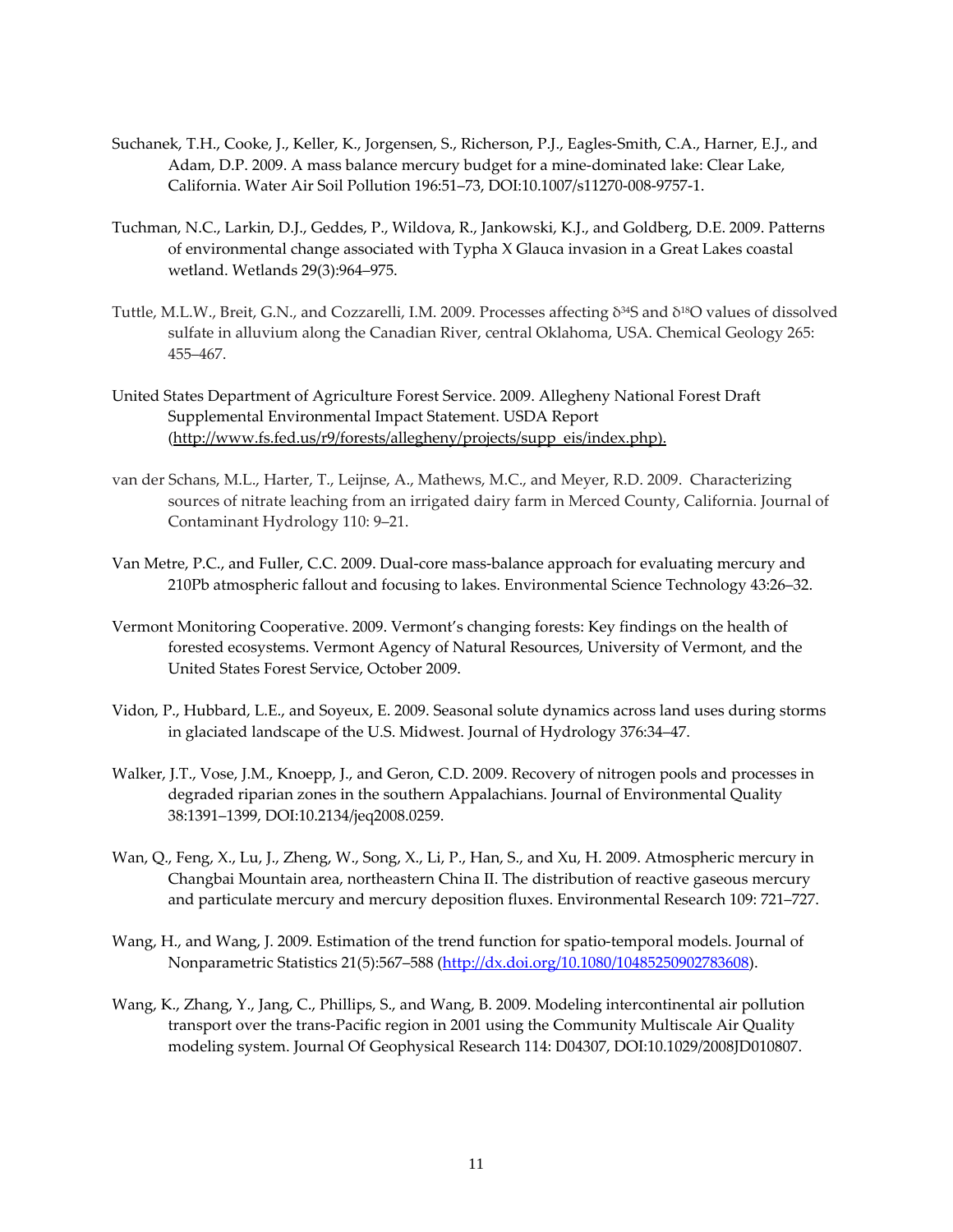Suchanek, T.H., Cooke, J., Keller, K., Jorgensen, S., Richerson, P.J., Eagles-Smith, C.A., Harner, E.J., and Adam, D.P. 2009. A mass balance mercury budget for a mine-dominated lake: Clear Lake, California. Water Air Soil Pollution 196:51–73, DOI:10.1007/s11270-008-9757-1.

Tuchman, N.C., Larkin, D.J., Geddes, P., Wildova, R., Jankowski, K.J., and Goldberg, D.E. 2009. Patterns of environmental change associated with Typha X Glauca invasion in a Great Lakes coastal wetland. Wetlands 29(3):964–975.

Tuttle, M.L.W., Breit, G.N., and Cozzarelli, I.M. 2009. Processes affecting $\delta^{34}S$ and $\delta^{18}O$ values of dissolved sulfate in alluvium along the Canadian River, central Oklahoma, USA. Chemical Geology 265: 455–467.

United States Department of Agriculture Forest Service. 2009. Allegheny National Forest Draft Supplemental Environmental Impact Statement. USDA Report (http://www.fs.fed.us/r9/forests/allegheny/projects/supp_eis/index.php).

van der Schans, M.L., Harter, T., Leijnse, A., Mathews, M.C., and Meyer, R.D. 2009. Characterizing sources of nitrate leaching from an irrigated dairy farm in Merced County, California. Journal of Contaminant Hydrology 110: 9–21.

Van Metre, P.C., and Fuller, C.C. 2009. Dual-core mass-balance approach for evaluating mercury and 210Pb atmospheric fallout and focusing to lakes. Environmental Science Technology 43:26–32.

Vermont Monitoring Cooperative. 2009. Vermont's changing forests: Key findings on the health of forested ecosystems. Vermont Agency of Natural Resources, University of Vermont, and the United States Forest Service, October 2009.

Vidon, P., Hubbard, L.E., and Soyeux, E. 2009. Seasonal solute dynamics across land uses during storms in glaciated landscape of the U.S. Midwest. Journal of Hydrology 376:34–47.

Walker, J.T., Vose, J.M., Knoepp, J., and Geron, C.D. 2009. Recovery of nitrogen pools and processes in degraded riparian zones in the southern Appalachians. Journal of Environmental Quality 38:1391–1399, DOI:10.2134/jeq2008.0259.

Wan, Q., Feng, X., Lu, J., Zheng, W., Song, X., Li, P., Han, S., and Xu, H. 2009. Atmospheric mercury in Changbai Mountain area, northeastern China II. The distribution of reactive gaseous mercury and particulate mercury and mercury deposition fluxes. Environmental Research 109: 721–727.

Wang, H., and Wang, J. 2009. Estimation of the trend function for spatio-temporal models. Journal of Nonparametric Statistics 21(5):567–588 (http://dx.doi.org/10.1080/10485250902783608).

Wang, K., Zhang, Y., Jang, C., Phillips, S., and Wang, B. 2009. Modeling intercontinental air pollution transport over the trans-Pacific region in 2001 using the Community Multiscale Air Quality modeling system. Journal Of Geophysical Research 114: D04307, DOI:10.1029/2008JD010807.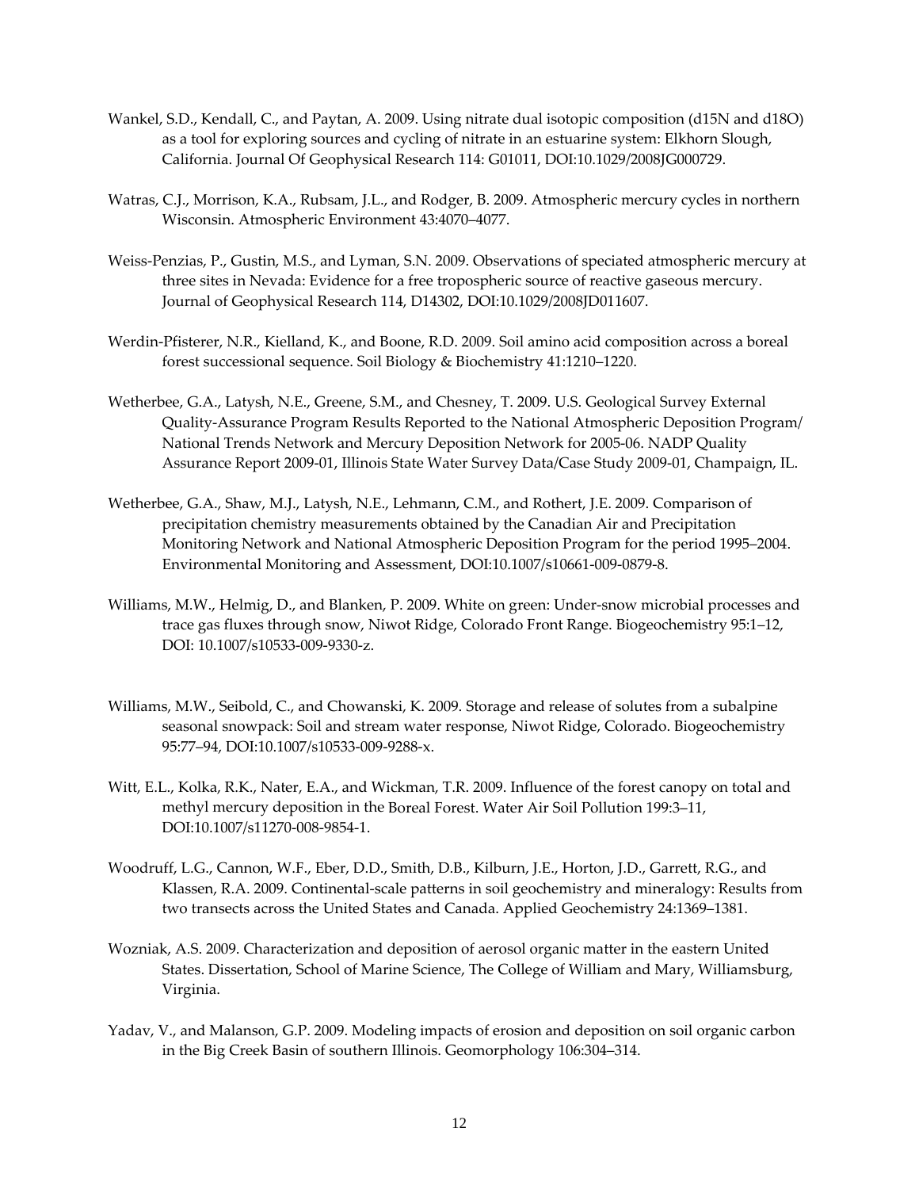Wankel, S.D., Kendall, C., and Paytan, A. 2009. Using nitrate dual isotopic composition (d15N and d18O) as a tool for exploring sources and cycling of nitrate in an estuarine system: Elkhorn Slough, California. Journal Of Geophysical Research 114: G01011, DOI:10.1029/2008JG000729.

Watras, C.J., Morrison, K.A., Rubsam, J.L., and Rodger, B. 2009. Atmospheric mercury cycles in northern Wisconsin. Atmospheric Environment 43:4070–4077.

Weiss-Penzias, P., Gustin, M.S., and Lyman, S.N. 2009. Observations of speciated atmospheric mercury at three sites in Nevada: Evidence for a free tropospheric source of reactive gaseous mercury. Journal of Geophysical Research 114, D14302, DOI:10.1029/2008JD011607.

Werdin-Pfisterer, N.R., Kielland, K., and Boone, R.D. 2009. Soil amino acid composition across a boreal forest successional sequence. Soil Biology & Biochemistry 41:1210–1220.

Wetherbee, G.A., Latysh, N.E., Greene, S.M., and Chesney, T. 2009. U.S. Geological Survey External Quality-Assurance Program Results Reported to the National Atmospheric Deposition Program/ National Trends Network and Mercury Deposition Network for 2005-06. NADP Quality Assurance Report 2009-01, Illinois State Water Survey Data/Case Study 2009-01, Champaign, IL.

Wetherbee, G.A., Shaw, M.J., Latysh, N.E., Lehmann, C.M., and Rothert, J.E. 2009. Comparison of precipitation chemistry measurements obtained by the Canadian Air and Precipitation Monitoring Network and National Atmospheric Deposition Program for the period 1995–2004. Environmental Monitoring and Assessment, DOI:10.1007/s10661-009-0879-8.

Williams, M.W., Helmig, D., and Blanken, P. 2009. White on green: Under-snow microbial processes and trace gas fluxes through snow, Niwot Ridge, Colorado Front Range. Biogeochemistry 95:1–12, DOI: 10.1007/s10533-009-9330-z.

Williams, M.W., Seibold, C., and Chowanski, K. 2009. Storage and release of solutes from a subalpine seasonal snowpack: Soil and stream water response, Niwot Ridge, Colorado. Biogeochemistry 95:77–94, DOI:10.1007/s10533-009-9288-x.

Witt, E.L., Kolka, R.K., Nater, E.A., and Wickman, T.R. 2009. Influence of the forest canopy on total and methyl mercury deposition in the Boreal Forest. Water Air Soil Pollution 199:3–11, DOI:10.1007/s11270-008-9854-1.

Woodruff, L.G., Cannon, W.F., Eber, D.D., Smith, D.B., Kilburn, J.E., Horton, J.D., Garrett, R.G., and Klassen, R.A. 2009. Continental-scale patterns in soil geochemistry and mineralogy: Results from two transects across the United States and Canada. Applied Geochemistry 24:1369–1381.

Wozniak, A.S. 2009. Characterization and deposition of aerosol organic matter in the eastern United States. Dissertation, School of Marine Science, The College of William and Mary, Williamsburg, Virginia.

Yadav, V., and Malanson, G.P. 2009. Modeling impacts of erosion and deposition on soil organic carbon in the Big Creek Basin of southern Illinois. Geomorphology 106:304–314.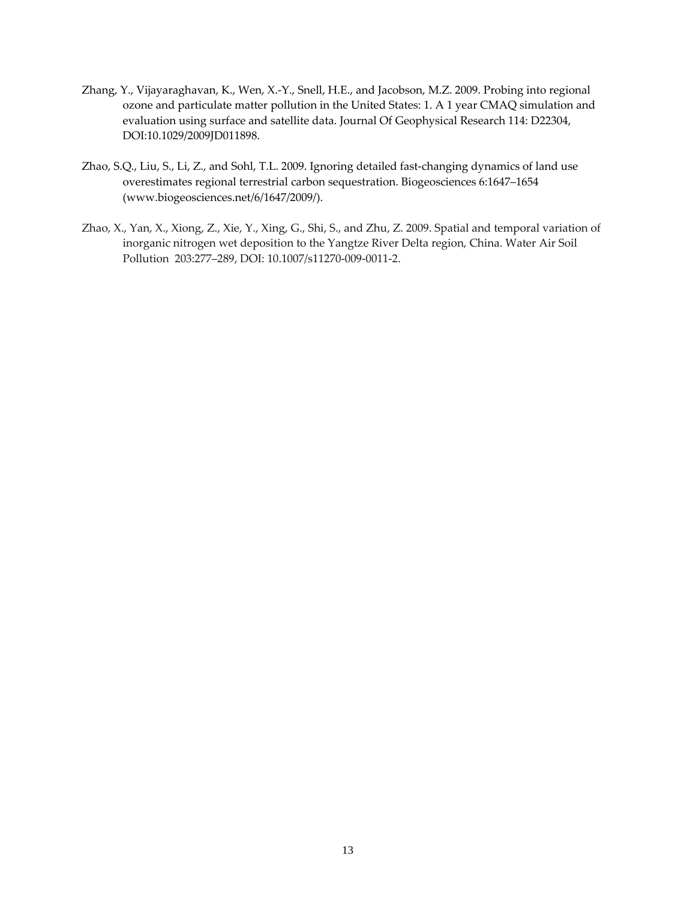Zhang, Y., Vijayaraghavan, K., Wen, X.-Y., Snell, H.E., and Jacobson, M.Z. 2009. Probing into regional ozone and particulate matter pollution in the United States: 1. A 1 year CMAQ simulation and evaluation using surface and satellite data. Journal Of Geophysical Research 114: D22304, DOI:10.1029/2009JD011898.

Zhao, S.Q., Liu, S., Li, Z., and Sohl, T.L. 2009. Ignoring detailed fast-changing dynamics of land use overestimates regional terrestrial carbon sequestration. Biogeosciences 6:1647–1654 (www.biogeosciences.net/6/1647/2009/).

Zhao, X., Yan, X., Xiong, Z., Xie, Y., Xing, G., Shi, S., and Zhu, Z. 2009. Spatial and temporal variation of inorganic nitrogen wet deposition to the Yangtze River Delta region, China. Water Air Soil Pollution 203:277–289, DOI: 10.1007/s11270-009-0011-2.